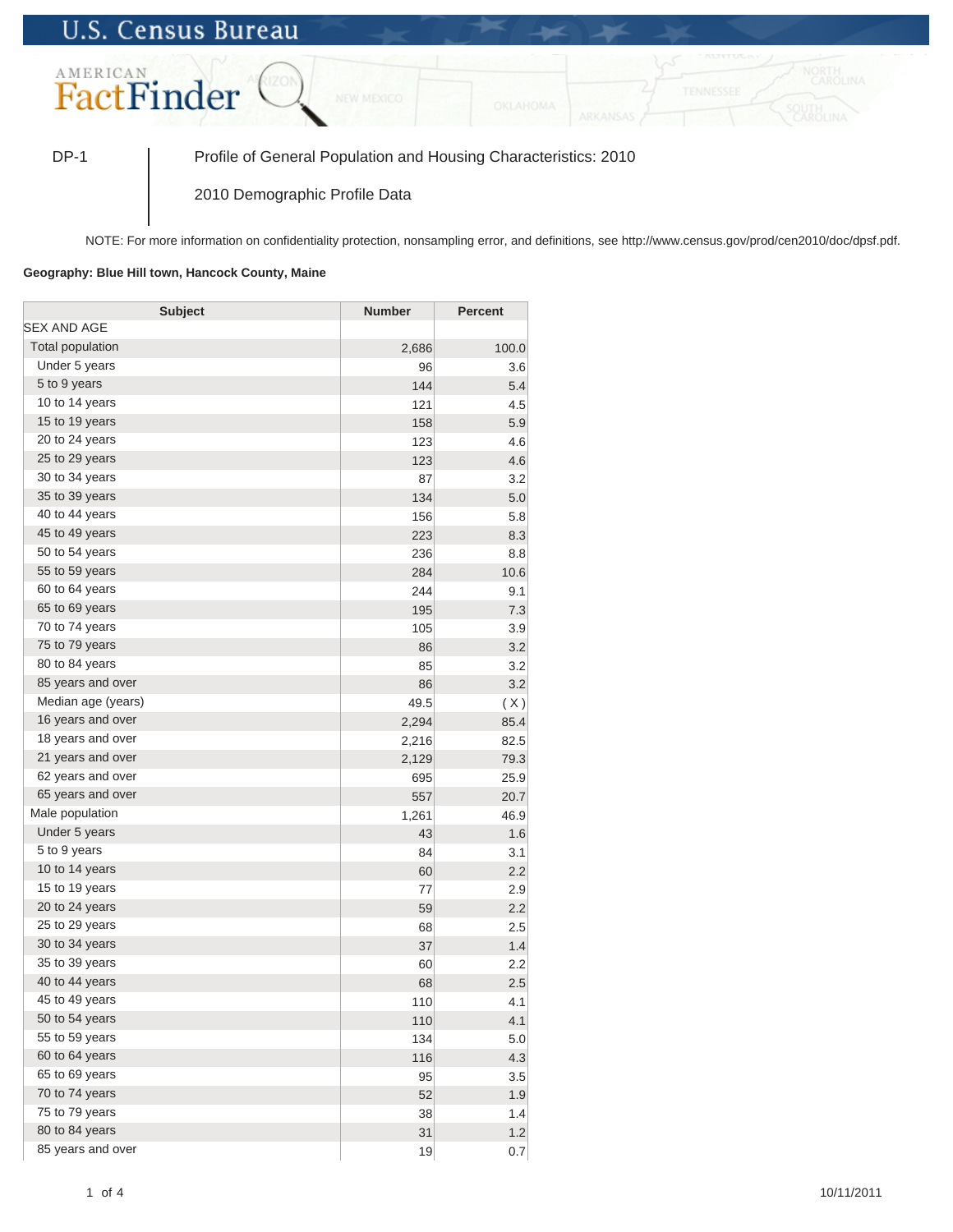U.S. Census Bureau

AMERICAN FactFinder

DP-1 | Profile of General Population and Housing Characteristics: 2010

2010 Demographic Profile Data

NOTE: For more information on confidentiality protection, nonsampling error, and definitions, see http://www.census.gov/prod/cen2010/doc/dpsf.pdf.

**Geography: Blue Hill town, Hancock County, Maine**

| Subject | Number | Percent |
|---|---|---|
| SEX AND AGE | | |
| Total population | 2,686 | 100.0 |
| Under 5 years | 96 | 3.6 |
| 5 to 9 years | 144 | 5.4 |
| 10 to 14 years | 121 | 4.5 |
| 15 to 19 years | 158 | 5.9 |
| 20 to 24 years | 123 | 4.6 |
| 25 to 29 years | 123 | 4.6 |
| 30 to 34 years | 87 | 3.2 |
| 35 to 39 years | 134 | 5.0 |
| 40 to 44 years | 156 | 5.8 |
| 45 to 49 years | 223 | 8.3 |
| 50 to 54 years | 236 | 8.8 |
| 55 to 59 years | 284 | 10.6 |
| 60 to 64 years | 244 | 9.1 |
| 65 to 69 years | 195 | 7.3 |
| 70 to 74 years | 105 | 3.9 |
| 75 to 79 years | 86 | 3.2 |
| 80 to 84 years | 85 | 3.2 |
| 85 years and over | 86 | 3.2 |
| Median age (years) | 49.5 | ( X ) |
| 16 years and over | 2,294 | 85.4 |
| 18 years and over | 2,216 | 82.5 |
| 21 years and over | 2,129 | 79.3 |
| 62 years and over | 695 | 25.9 |
| 65 years and over | 557 | 20.7 |
| Male population | 1,261 | 46.9 |
| Under 5 years | 43 | 1.6 |
| 5 to 9 years | 84 | 3.1 |
| 10 to 14 years | 60 | 2.2 |
| 15 to 19 years | 77 | 2.9 |
| 20 to 24 years | 59 | 2.2 |
| 25 to 29 years | 68 | 2.5 |
| 30 to 34 years | 37 | 1.4 |
| 35 to 39 years | 60 | 2.2 |
| 40 to 44 years | 68 | 2.5 |
| 45 to 49 years | 110 | 4.1 |
| 50 to 54 years | 110 | 4.1 |
| 55 to 59 years | 134 | 5.0 |
| 60 to 64 years | 116 | 4.3 |
| 65 to 69 years | 95 | 3.5 |
| 70 to 74 years | 52 | 1.9 |
| 75 to 79 years | 38 | 1.4 |
| 80 to 84 years | 31 | 1.2 |
| 85 years and over | 19 | 0.7 |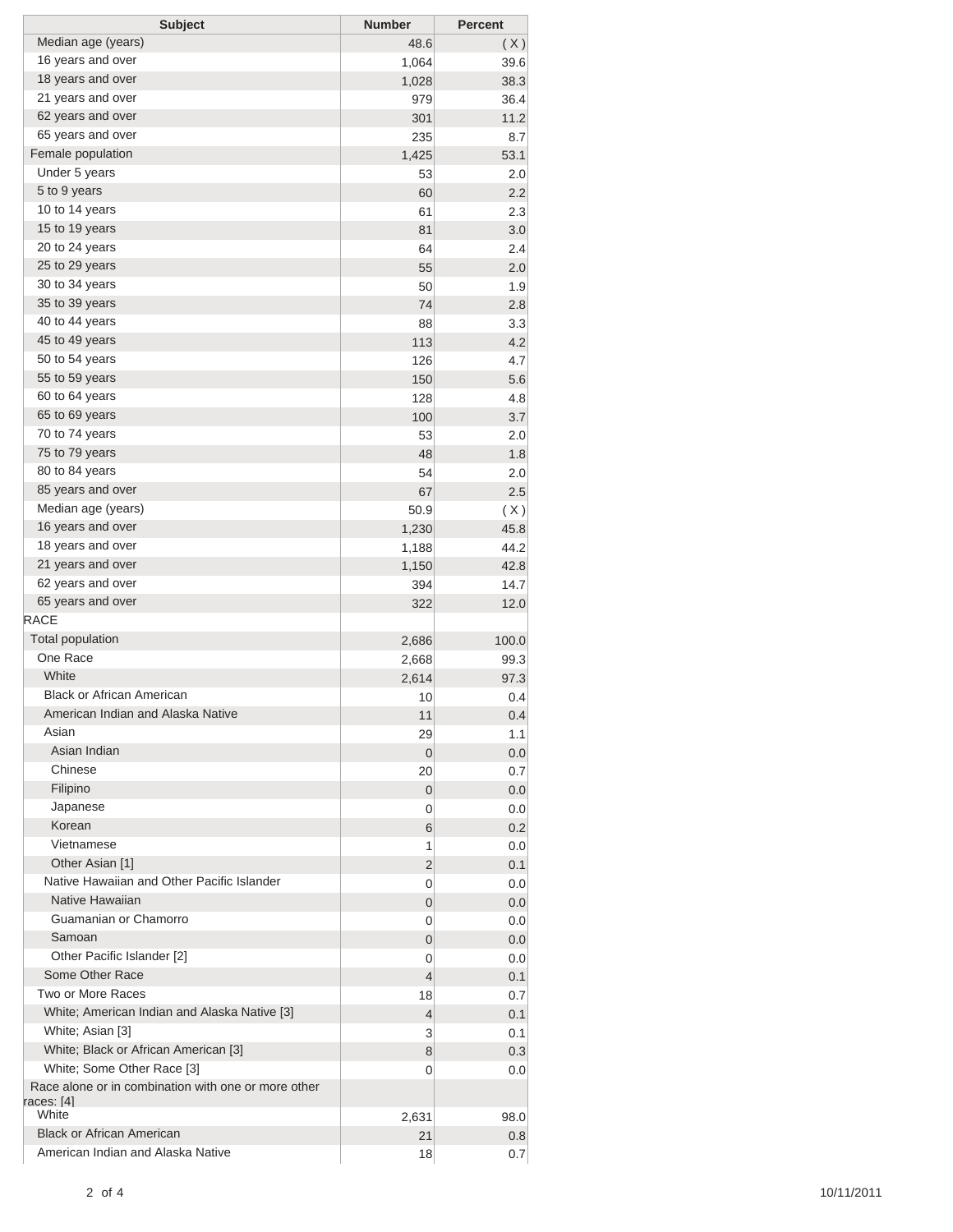| Subject | Number | Percent |
|---|---|---|
| Median age (years) | 48.6 | ( X ) |
| 16 years and over | 1,064 | 39.6 |
| 18 years and over | 1,028 | 38.3 |
| 21 years and over | 979 | 36.4 |
| 62 years and over | 301 | 11.2 |
| 65 years and over | 235 | 8.7 |
| Female population | 1,425 | 53.1 |
| Under 5 years | 53 | 2.0 |
| 5 to 9 years | 60 | 2.2 |
| 10 to 14 years | 61 | 2.3 |
| 15 to 19 years | 81 | 3.0 |
| 20 to 24 years | 64 | 2.4 |
| 25 to 29 years | 55 | 2.0 |
| 30 to 34 years | 50 | 1.9 |
| 35 to 39 years | 74 | 2.8 |
| 40 to 44 years | 88 | 3.3 |
| 45 to 49 years | 113 | 4.2 |
| 50 to 54 years | 126 | 4.7 |
| 55 to 59 years | 150 | 5.6 |
| 60 to 64 years | 128 | 4.8 |
| 65 to 69 years | 100 | 3.7 |
| 70 to 74 years | 53 | 2.0 |
| 75 to 79 years | 48 | 1.8 |
| 80 to 84 years | 54 | 2.0 |
| 85 years and over | 67 | 2.5 |
| Median age (years) | 50.9 | ( X ) |
| 16 years and over | 1,230 | 45.8 |
| 18 years and over | 1,188 | 44.2 |
| 21 years and over | 1,150 | 42.8 |
| 62 years and over | 394 | 14.7 |
| 65 years and over | 322 | 12.0 |
| RACE | | |
| Total population | 2,686 | 100.0 |
| One Race | 2,668 | 99.3 |
| White | 2,614 | 97.3 |
| Black or African American | 10 | 0.4 |
| American Indian and Alaska Native | 11 | 0.4 |
| Asian | 29 | 1.1 |
| Asian Indian | 0 | 0.0 |
| Chinese | 20 | 0.7 |
| Filipino | 0 | 0.0 |
| Japanese | 0 | 0.0 |
| Korean | 6 | 0.2 |
| Vietnamese | 1 | 0.0 |
| Other Asian [1] | 2 | 0.1 |
| Native Hawaiian and Other Pacific Islander | 0 | 0.0 |
| Native Hawaiian | 0 | 0.0 |
| Guamanian or Chamorro | 0 | 0.0 |
| Samoan | 0 | 0.0 |
| Other Pacific Islander [2] | 0 | 0.0 |
| Some Other Race | 4 | 0.1 |
| Two or More Races | 18 | 0.7 |
| White; American Indian and Alaska Native [3] | 4 | 0.1 |
| White; Asian [3] | 3 | 0.1 |
| White; Black or African American [3] | 8 | 0.3 |
| White; Some Other Race [3] | 0 | 0.0 |
| Race alone or in combination with one or more other races: [4] | | |
| White | 2,631 | 98.0 |
| Black or African American | 21 | 0.8 |
| American Indian and Alaska Native | 18 | 0.7 |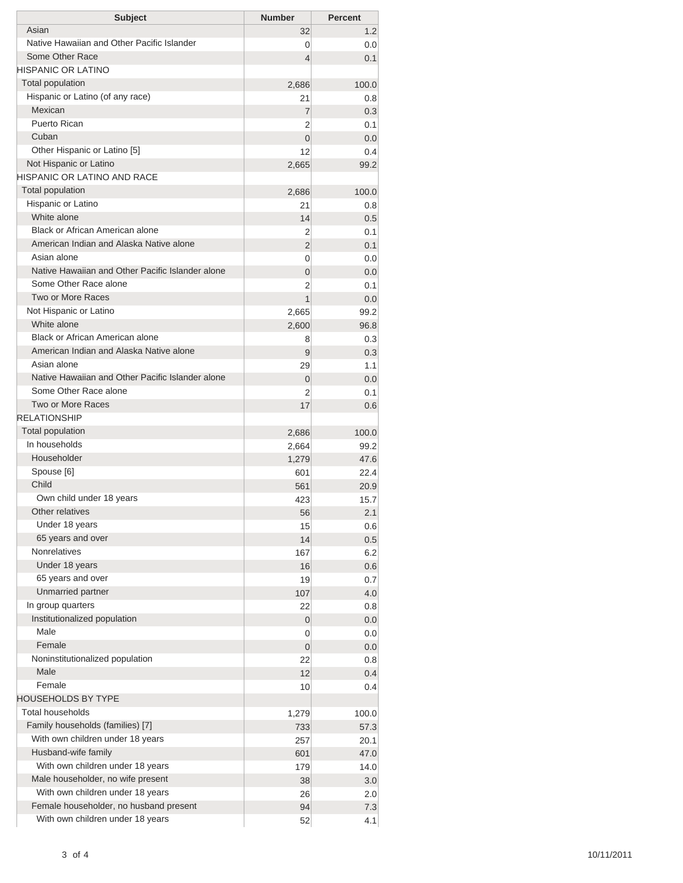| Subject | Number | Percent |
|---|---|---|
| Asian | 32 | 1.2 |
| Native Hawaiian and Other Pacific Islander | 0 | 0.0 |
| Some Other Race | 4 | 0.1 |
| HISPANIC OR LATINO | | |
| Total population | 2,686 | 100.0 |
| Hispanic or Latino (of any race) | 21 | 0.8 |
| Mexican | 7 | 0.3 |
| Puerto Rican | 2 | 0.1 |
| Cuban | 0 | 0.0 |
| Other Hispanic or Latino [5] | 12 | 0.4 |
| Not Hispanic or Latino | 2,665 | 99.2 |
| HISPANIC OR LATINO AND RACE | | |
| Total population | 2,686 | 100.0 |
| Hispanic or Latino | 21 | 0.8 |
| White alone | 14 | 0.5 |
| Black or African American alone | 2 | 0.1 |
| American Indian and Alaska Native alone | 2 | 0.1 |
| Asian alone | 0 | 0.0 |
| Native Hawaiian and Other Pacific Islander alone | 0 | 0.0 |
| Some Other Race alone | 2 | 0.1 |
| Two or More Races | 1 | 0.0 |
| Not Hispanic or Latino | 2,665 | 99.2 |
| White alone | 2,600 | 96.8 |
| Black or African American alone | 8 | 0.3 |
| American Indian and Alaska Native alone | 9 | 0.3 |
| Asian alone | 29 | 1.1 |
| Native Hawaiian and Other Pacific Islander alone | 0 | 0.0 |
| Some Other Race alone | 2 | 0.1 |
| Two or More Races | 17 | 0.6 |
| RELATIONSHIP | | |
| Total population | 2,686 | 100.0 |
| In households | 2,664 | 99.2 |
| Householder | 1,279 | 47.6 |
| Spouse [6] | 601 | 22.4 |
| Child | 561 | 20.9 |
| Own child under 18 years | 423 | 15.7 |
| Other relatives | 56 | 2.1 |
| Under 18 years | 15 | 0.6 |
| 65 years and over | 14 | 0.5 |
| Nonrelatives | 167 | 6.2 |
| Under 18 years | 16 | 0.6 |
| 65 years and over | 19 | 0.7 |
| Unmarried partner | 107 | 4.0 |
| In group quarters | 22 | 0.8 |
| Institutionalized population | 0 | 0.0 |
| Male | 0 | 0.0 |
| Female | 0 | 0.0 |
| Noninstitutionalized population | 22 | 0.8 |
| Male | 12 | 0.4 |
| Female | 10 | 0.4 |
| HOUSEHOLDS BY TYPE | | |
| Total households | 1,279 | 100.0 |
| Family households (families) [7] | 733 | 57.3 |
| With own children under 18 years | 257 | 20.1 |
| Husband-wife family | 601 | 47.0 |
| With own children under 18 years | 179 | 14.0 |
| Male householder, no wife present | 38 | 3.0 |
| With own children under 18 years | 26 | 2.0 |
| Female householder, no husband present | 94 | 7.3 |
| With own children under 18 years | 52 | 4.1 |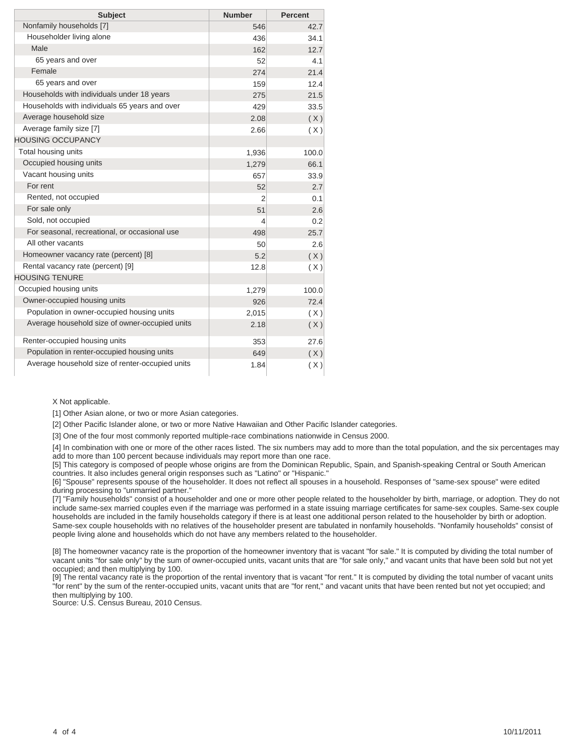| Subject | Number | Percent |
|---|---|---|
| Nonfamily households [7] | 546 | 42.7 |
| Householder living alone | 436 | 34.1 |
| Male | 162 | 12.7 |
| 65 years and over | 52 | 4.1 |
| Female | 274 | 21.4 |
| 65 years and over | 159 | 12.4 |
| Households with individuals under 18 years | 275 | 21.5 |
| Households with individuals 65 years and over | 429 | 33.5 |
| Average household size | 2.08 | ( X ) |
| Average family size [7] | 2.66 | ( X ) |
| HOUSING OCCUPANCY | | |
| Total housing units | 1,936 | 100.0 |
| Occupied housing units | 1,279 | 66.1 |
| Vacant housing units | 657 | 33.9 |
| For rent | 52 | 2.7 |
| Rented, not occupied | 2 | 0.1 |
| For sale only | 51 | 2.6 |
| Sold, not occupied | 4 | 0.2 |
| For seasonal, recreational, or occasional use | 498 | 25.7 |
| All other vacants | 50 | 2.6 |
| Homeowner vacancy rate (percent) [8] | 5.2 | ( X ) |
| Rental vacancy rate (percent) [9] | 12.8 | ( X ) |
| HOUSING TENURE | | |
| Occupied housing units | 1,279 | 100.0 |
| Owner-occupied housing units | 926 | 72.4 |
| Population in owner-occupied housing units | 2,015 | ( X ) |
| Average household size of owner-occupied units | 2.18 | ( X ) |
| Renter-occupied housing units | 353 | 27.6 |
| Population in renter-occupied housing units | 649 | ( X ) |
| Average household size of renter-occupied units | 1.84 | ( X ) |

X Not applicable.

[1] Other Asian alone, or two or more Asian categories.

[2] Other Pacific Islander alone, or two or more Native Hawaiian and Other Pacific Islander categories.

[3] One of the four most commonly reported multiple-race combinations nationwide in Census 2000.

[4] In combination with one or more of the other races listed. The six numbers may add to more than the total population, and the six percentages may add to more than 100 percent because individuals may report more than one race.

[5] This category is composed of people whose origins are from the Dominican Republic, Spain, and Spanish-speaking Central or South American countries. It also includes general origin responses such as "Latino" or "Hispanic."

[6] "Spouse" represents spouse of the householder. It does not reflect all spouses in a household. Responses of "same-sex spouse" were edited during processing to "unmarried partner."

[7] "Family households" consist of a householder and one or more other people related to the householder by birth, marriage, or adoption. They do not include same-sex married couples even if the marriage was performed in a state issuing marriage certificates for same-sex couples. Same-sex couple households are included in the family households category if there is at least one additional person related to the householder by birth or adoption. Same-sex couple households with no relatives of the householder present are tabulated in nonfamily households. "Nonfamily households" consist of people living alone and households which do not have any members related to the householder.

[8] The homeowner vacancy rate is the proportion of the homeowner inventory that is vacant "for sale." It is computed by dividing the total number of vacant units "for sale only" by the sum of owner-occupied units, vacant units that are "for sale only," and vacant units that have been sold but not yet occupied; and then multiplying by 100.

[9] The rental vacancy rate is the proportion of the rental inventory that is vacant "for rent." It is computed by dividing the total number of vacant units "for rent" by the sum of the renter-occupied units, vacant units that are "for rent," and vacant units that have been rented but not yet occupied; and then multiplying by 100.

Source: U.S. Census Bureau, 2010 Census.